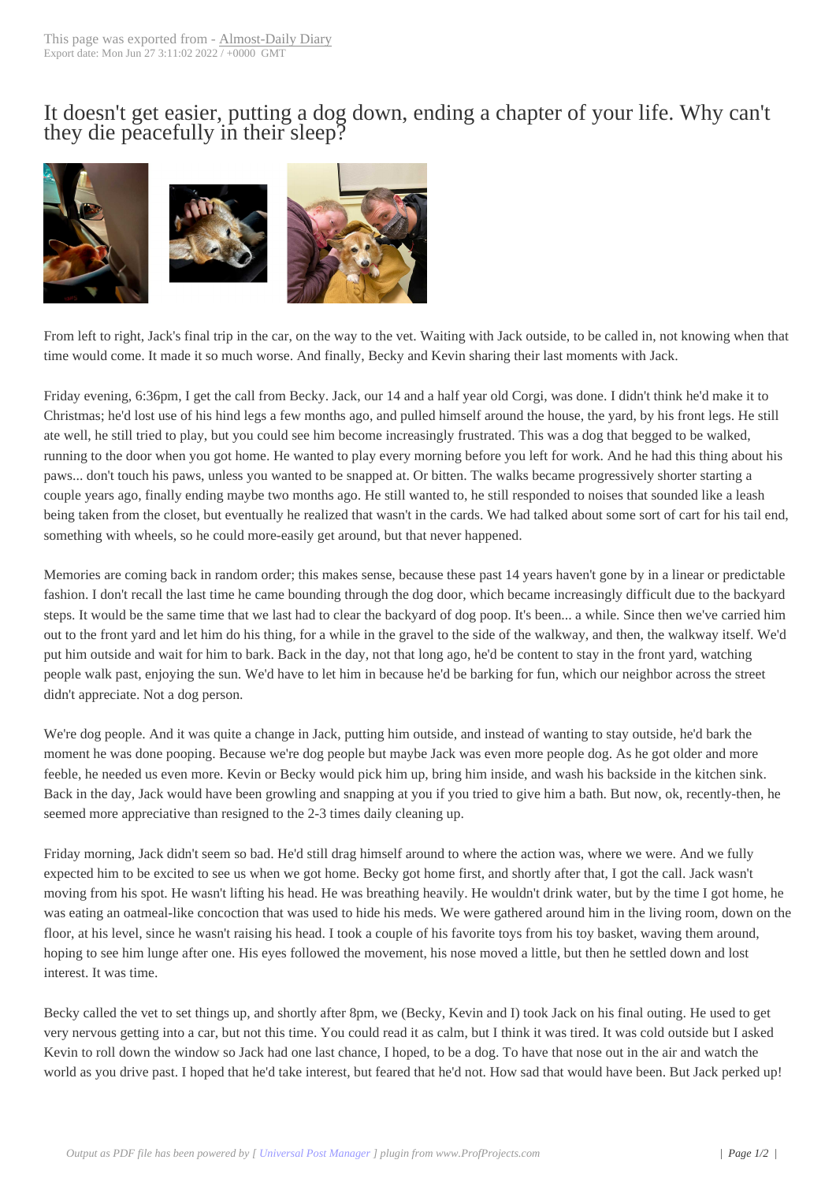# It doesn't get easier, putting a dog down, ending a chapter of your life. Why can't they die peacefully in their sleep?

From left to right, Jack's final trip in the car, on the way to the vet. Waiting with Jack outside, to be called in, not knowing when that time would come. It made it so much worse. And finally, Becky and Kevin sharing their last moments with Jack.

Friday evening, 6:36pm, I get the call from Becky. Jack, our 14 and a half year old Corgi, was done. I didn't think he'd make it to Christmas; he'd lost use of his hind legs a few months ago, and pulled himself around the house, the yard, by his front legs. He still ate well, he still tried to play, but you could see him become increasingly frustrated. This was a dog that begged to be walked, running to the door when you got home. He wanted to play every morning before you left for work. And he had this thing about his paws... don't touch his paws, unless you wanted to be snapped at. Or bitten. The walks became progressively shorter starting a couple years ago, finally ending maybe two months ago. He still wanted to, he still responded to noises that sounded like a leash being taken from the closet, but eventually he realized that wasn't in the cards. We had talked about some sort of cart for his tail end, something with wheels, so he could more-easily get around, but that never happened.

Memories are coming back in random order; this makes sense, because these past 14 years haven't gone by in a linear or predictable fashion. I don't recall the last time he came bounding through the dog door, which became increasingly difficult due to the backyard steps. It would be the same time that we last had to clear the backyard of dog poop. It's been... a while. Since then we've carried him out to the front yard and let him do his thing, for a while in the gravel to the side of the walkway, and then, the walkway itself. We'd put him outside and wait for him to bark. Back in the day, not that long ago, he'd be content to stay in the front yard, watching people walk past, enjoying the sun. We'd have to let him in because he'd be barking for fun, which our neighbor across the street didn't appreciate. Not a dog person.

We're dog people. And it was quite a change in Jack, putting him outside, and instead of wanting to stay outside, he'd bark the moment he was done pooping. Because we're dog people but maybe Jack was even more people dog. As he got older and more feeble, he needed us even more. Kevin or Becky would pick him up, bring him inside, and wash his backside in the kitchen sink. Back in the day, Jack would have been growling and snapping at you if you tried to give him a bath. But now, ok, recently-then, he seemed more appreciative than resigned to the 2-3 times daily cleaning up.

Friday morning, Jack didn't seem so bad. He'd still drag himself around to where the action was, where we were. And we fully expected him to be excited to see us when we got home. Becky got home first, and shortly after that, I got the call. Jack wasn't moving from his spot. He wasn't lifting his head. He was breathing heavily. He wouldn't drink water, but by the time I got home, he was eating an oatmeal-like concoction that was used to hide his meds. We were gathered around him in the living room, down on the floor, at his level, since he wasn't raising his head. I took a couple of his favorite toys from his toy basket, waving them around, hoping to see him lunge after one. His eyes followed the movement, his nose moved a little, but then he settled down and lost interest. It was time.

Becky called the vet to set things up, and shortly after 8pm, we (Becky, Kevin and I) took Jack on his final outing. He used to get very nervous getting into a car, but not this time. You could read it as calm, but I think it was tired. It was cold outside but I asked Kevin to roll down the window so Jack had one last chance, I hoped, to be a dog. To have that nose out in the air and watch the world as you drive past. I hoped that he'd take interest, but feared that he'd not. How sad that would have been. But Jack perked up!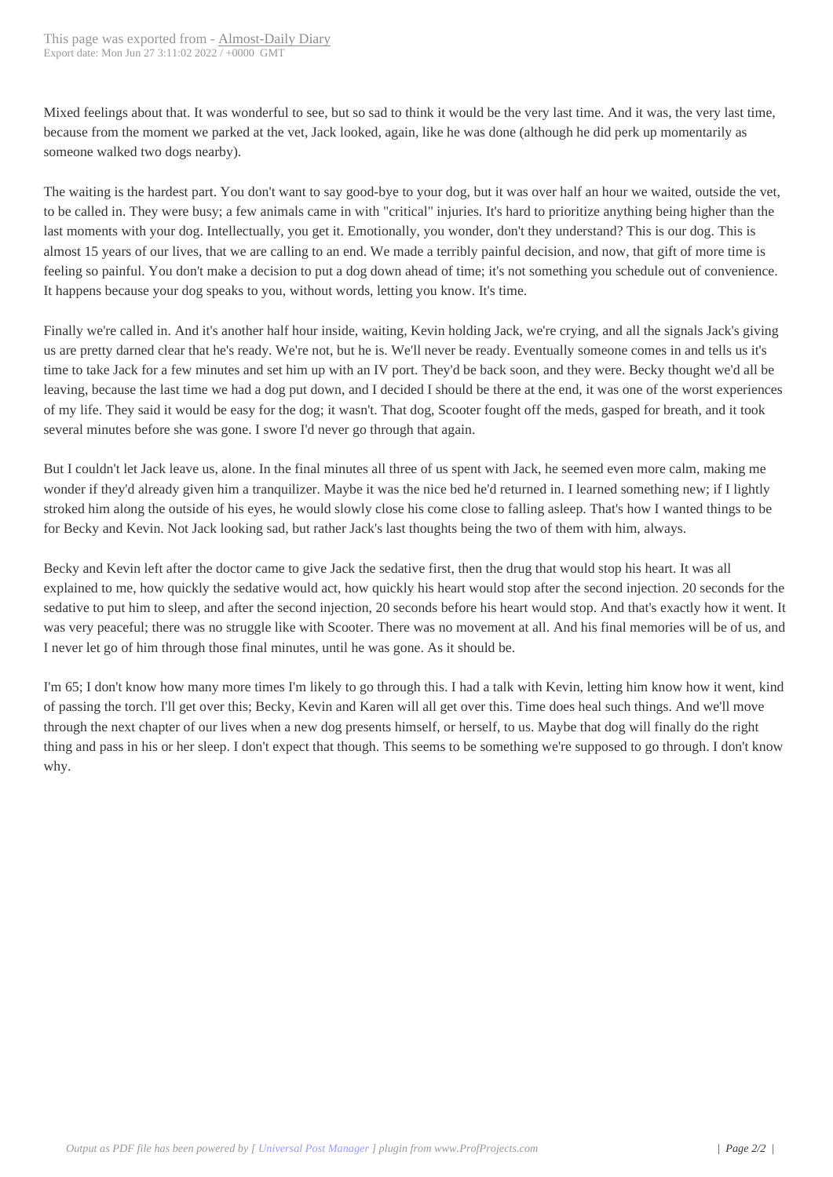Mixed feelings about that. It was wonderful to see, but so sad to think it would be the very last time. And it was, the very last time, because from the moment we parked at the vet, Jack looked, again, like he was done (although he did perk up momentarily as someone walked two dogs nearby).

The waiting is the hardest part. You don't want to say good-bye to your dog, but it was over half an hour we waited, outside the vet, to be called in. They were busy; a few animals came in with "critical" injuries. It's hard to prioritize anything being higher than the last moments with your dog. Intellectually, you get it. Emotionally, you wonder, don't they understand? This is our dog. This is almost 15 years of our lives, that we are calling to an end. We made a terribly painful decision, and now, that gift of more time is feeling so painful. You don't make a decision to put a dog down ahead of time; it's not something you schedule out of convenience. It happens because your dog speaks to you, without words, letting you know. It's time.

Finally we're called in. And it's another half hour inside, waiting, Kevin holding Jack, we're crying, and all the signals Jack's giving us are pretty darned clear that he's ready. We're not, but he is. We'll never be ready. Eventually someone comes in and tells us it's time to take Jack for a few minutes and set him up with an IV port. They'd be back soon, and they were. Becky thought we'd all be leaving, because the last time we had a dog put down, and I decided I should be there at the end, it was one of the worst experiences of my life. They said it would be easy for the dog; it wasn't. That dog, Scooter fought off the meds, gasped for breath, and it took several minutes before she was gone. I swore I'd never go through that again.

But I couldn't let Jack leave us, alone. In the final minutes all three of us spent with Jack, he seemed even more calm, making me wonder if they'd already given him a tranquilizer. Maybe it was the nice bed he'd returned in. I learned something new; if I lightly stroked him along the outside of his eyes, he would slowly close his come close to falling asleep. That's how I wanted things to be for Becky and Kevin. Not Jack looking sad, but rather Jack's last thoughts being the two of them with him, always.

Becky and Kevin left after the doctor came to give Jack the sedative first, then the drug that would stop his heart. It was all explained to me, how quickly the sedative would act, how quickly his heart would stop after the second injection. 20 seconds for the sedative to put him to sleep, and after the second injection, 20 seconds before his heart would stop. And that's exactly how it went. It was very peaceful; there was no struggle like with Scooter. There was no movement at all. And his final memories will be of us, and I never let go of him through those final minutes, until he was gone. As it should be.

I'm 65; I don't know how many more times I'm likely to go through this. I had a talk with Kevin, letting him know how it went, kind of passing the torch. I'll get over this; Becky, Kevin and Karen will all get over this. Time does heal such things. And we'll move through the next chapter of our lives when a new dog presents himself, or herself, to us. Maybe that dog will finally do the right thing and pass in his or her sleep. I don't expect that though. This seems to be something we're supposed to go through. I don't know why.